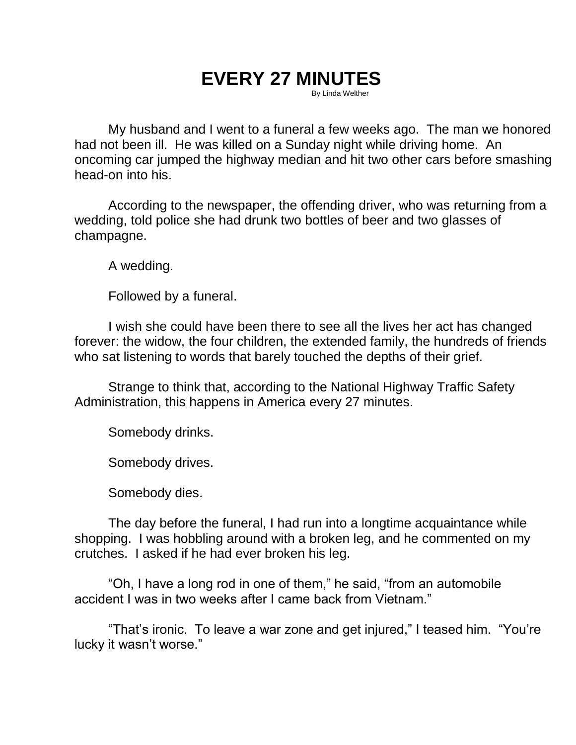# EVERY 27 MINUTES

By Linda Welther

My husband and I went to a funeral a few weeks ago. The man we honored had not been ill. He was killed on a Sunday night while driving home. An oncoming car jumped the highway median and hit two other cars before smashing head-on into his.

According to the newspaper, the offending driver, who was returning from a wedding, told police she had drunk two bottles of beer and two glasses of champagne.

A wedding.

Followed by a funeral.

I wish she could have been there to see all the lives her act has changed forever: the widow, the four children, the extended family, the hundreds of friends who sat listening to words that barely touched the depths of their grief.

Strange to think that, according to the National Highway Traffic Safety Administration, this happens in America every 27 minutes.

Somebody drinks.

Somebody drives.

Somebody dies.

The day before the funeral, I had run into a longtime acquaintance while shopping. I was hobbling around with a broken leg, and he commented on my crutches. I asked if he had ever broken his leg.

"Oh, I have a long rod in one of them," he said, "from an automobile accident I was in two weeks after I came back from Vietnam."

"That's ironic. To leave a war zone and get injured," I teased him. "You're lucky it wasn't worse."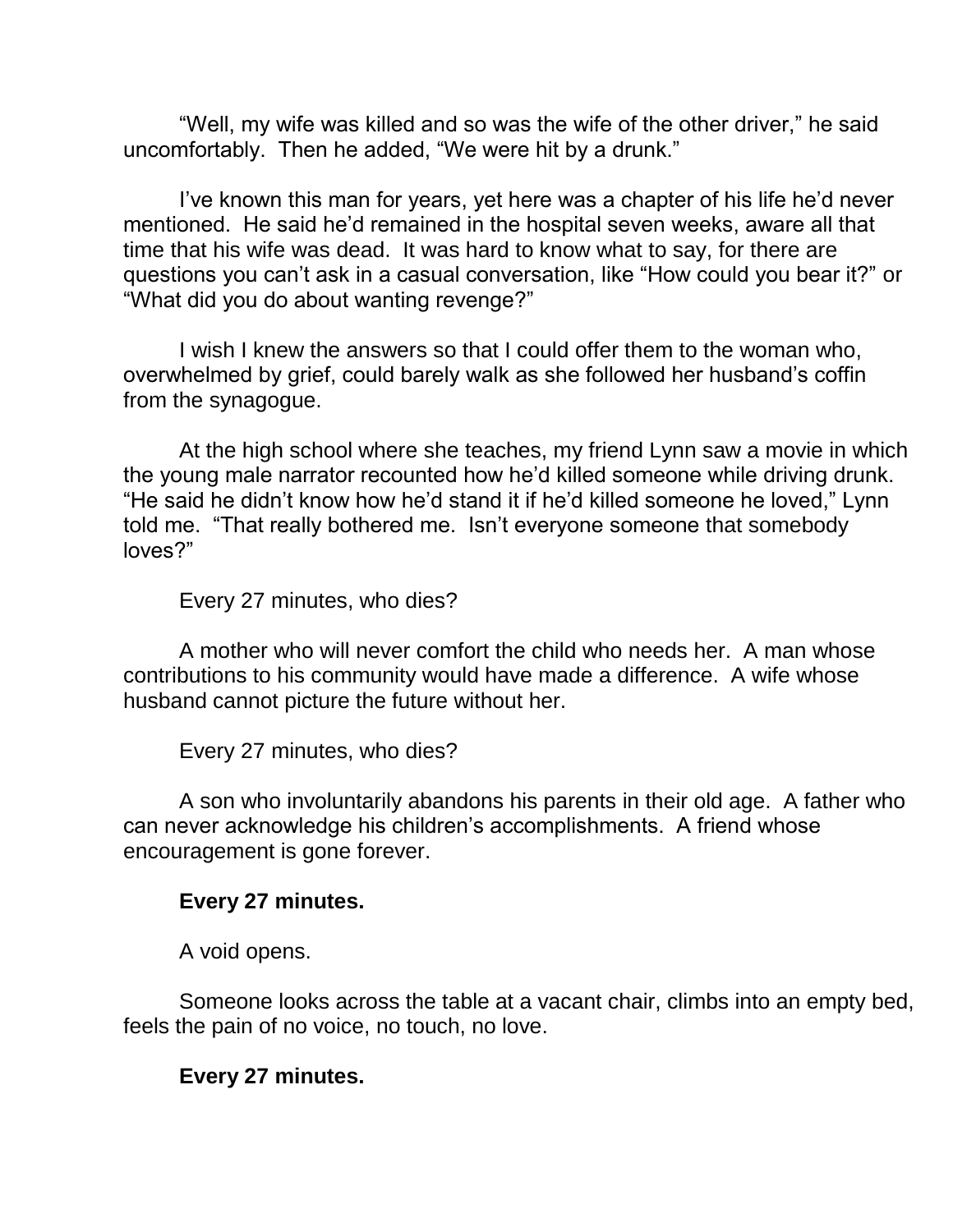"Well, my wife was killed and so was the wife of the other driver," he said uncomfortably. Then he added, "We were hit by a drunk."

I've known this man for years, yet here was a chapter of his life he'd never mentioned. He said he'd remained in the hospital seven weeks, aware all that time that his wife was dead. It was hard to know what to say, for there are questions you can't ask in a casual conversation, like "How could you bear it?" or "What did you do about wanting revenge?"

I wish I knew the answers so that I could offer them to the woman who, overwhelmed by grief, could barely walk as she followed her husband's coffin from the synagogue.

At the high school where she teaches, my friend Lynn saw a movie in which the young male narrator recounted how he'd killed someone while driving drunk. "He said he didn't know how he'd stand it if he'd killed someone he loved," Lynn told me. "That really bothered me. Isn't everyone someone that somebody loves?"

Every 27 minutes, who dies?

A mother who will never comfort the child who needs her. A man whose contributions to his community would have made a difference. A wife whose husband cannot picture the future without her.

Every 27 minutes, who dies?

A son who involuntarily abandons his parents in their old age. A father who can never acknowledge his children's accomplishments. A friend whose encouragement is gone forever.

**Every 27 minutes.**

A void opens.

Someone looks across the table at a vacant chair, climbs into an empty bed, feels the pain of no voice, no touch, no love.

**Every 27 minutes.**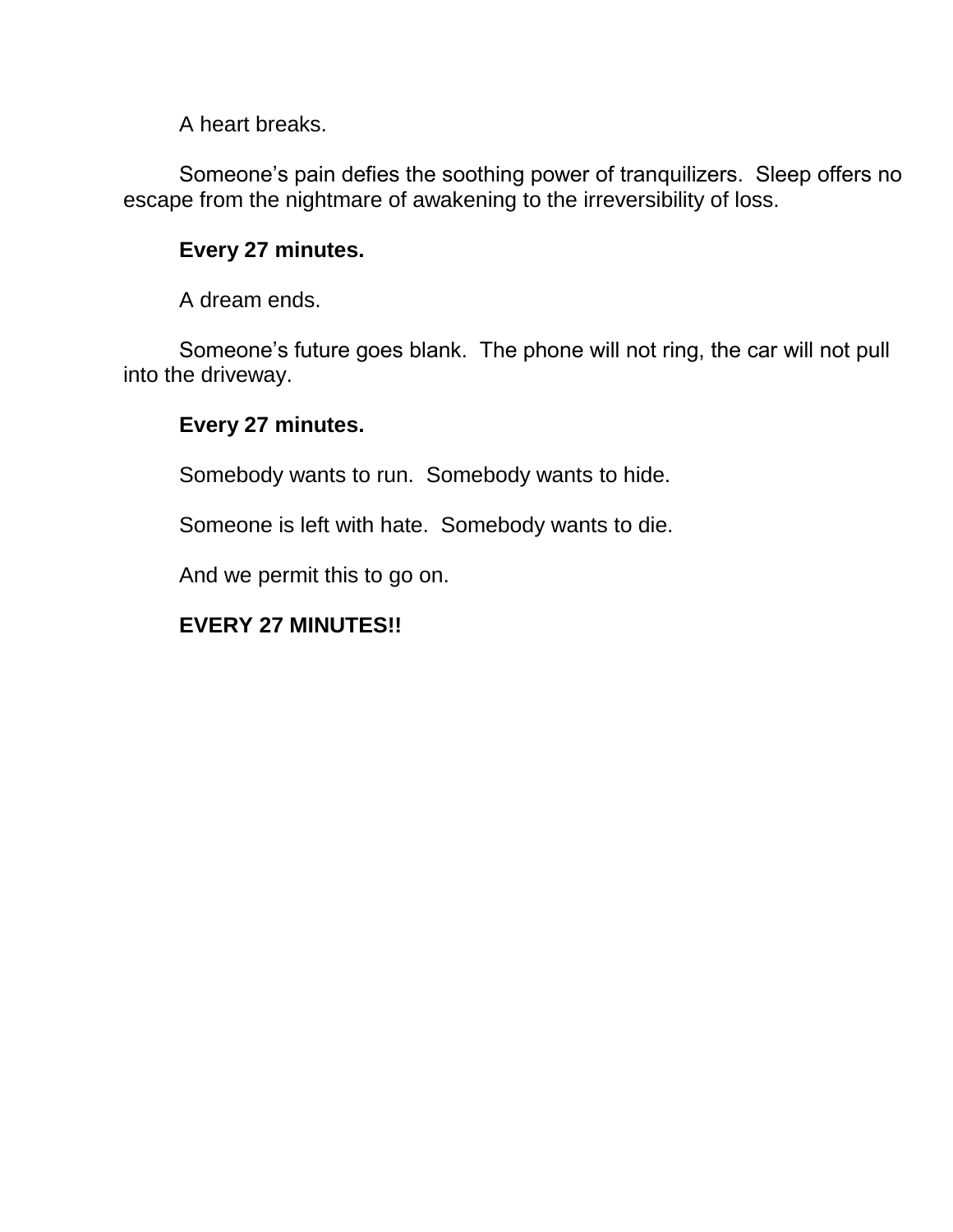A heart breaks.

Someone's pain defies the soothing power of tranquilizers. Sleep offers no escape from the nightmare of awakening to the irreversibility of loss.

**Every 27 minutes.**

A dream ends.

Someone's future goes blank. The phone will not ring, the car will not pull into the driveway.

**Every 27 minutes.**

Somebody wants to run. Somebody wants to hide.

Someone is left with hate. Somebody wants to die.

And we permit this to go on.

**EVERY 27 MINUTES!!**